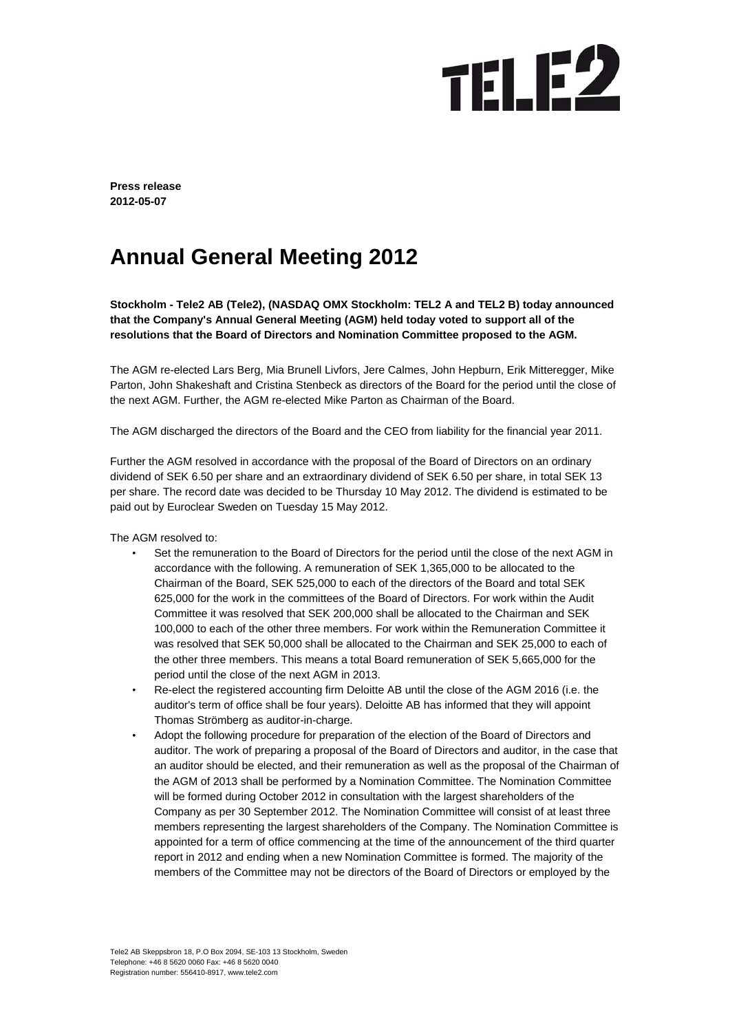**Press release**
**2012-05-07**

# Annual General Meeting 2012

**Stockholm - Tele2 AB (Tele2), (NASDAQ OMX Stockholm: TEL2 A and TEL2 B) today announced that the Company's Annual General Meeting (AGM) held today voted to support all of the resolutions that the Board of Directors and Nomination Committee proposed to the AGM.**

The AGM re-elected Lars Berg, Mia Brunell Livfors, Jere Calmes, John Hepburn, Erik Mitteregger, Mike Parton, John Shakeshaft and Cristina Stenbeck as directors of the Board for the period until the close of the next AGM. Further, the AGM re-elected Mike Parton as Chairman of the Board.

The AGM discharged the directors of the Board and the CEO from liability for the financial year 2011.

Further the AGM resolved in accordance with the proposal of the Board of Directors on an ordinary dividend of SEK 6.50 per share and an extraordinary dividend of SEK 6.50 per share, in total SEK 13 per share. The record date was decided to be Thursday 10 May 2012. The dividend is estimated to be paid out by Euroclear Sweden on Tuesday 15 May 2012.

The AGM resolved to:

- Set the remuneration to the Board of Directors for the period until the close of the next AGM in accordance with the following. A remuneration of SEK 1,365,000 to be allocated to the Chairman of the Board, SEK 525,000 to each of the directors of the Board and total SEK 625,000 for the work in the committees of the Board of Directors. For work within the Audit Committee it was resolved that SEK 200,000 shall be allocated to the Chairman and SEK 100,000 to each of the other three members. For work within the Remuneration Committee it was resolved that SEK 50,000 shall be allocated to the Chairman and SEK 25,000 to each of the other three members. This means a total Board remuneration of SEK 5,665,000 for the period until the close of the next AGM in 2013.
- Re-elect the registered accounting firm Deloitte AB until the close of the AGM 2016 (i.e. the auditor's term of office shall be four years). Deloitte AB has informed that they will appoint Thomas Strömberg as auditor-in-charge.
- Adopt the following procedure for preparation of the election of the Board of Directors and auditor. The work of preparing a proposal of the Board of Directors and auditor, in the case that an auditor should be elected, and their remuneration as well as the proposal of the Chairman of the AGM of 2013 shall be performed by a Nomination Committee. The Nomination Committee will be formed during October 2012 in consultation with the largest shareholders of the Company as per 30 September 2012. The Nomination Committee will consist of at least three members representing the largest shareholders of the Company. The Nomination Committee is appointed for a term of office commencing at the time of the announcement of the third quarter report in 2012 and ending when a new Nomination Committee is formed. The majority of the members of the Committee may not be directors of the Board of Directors or employed by the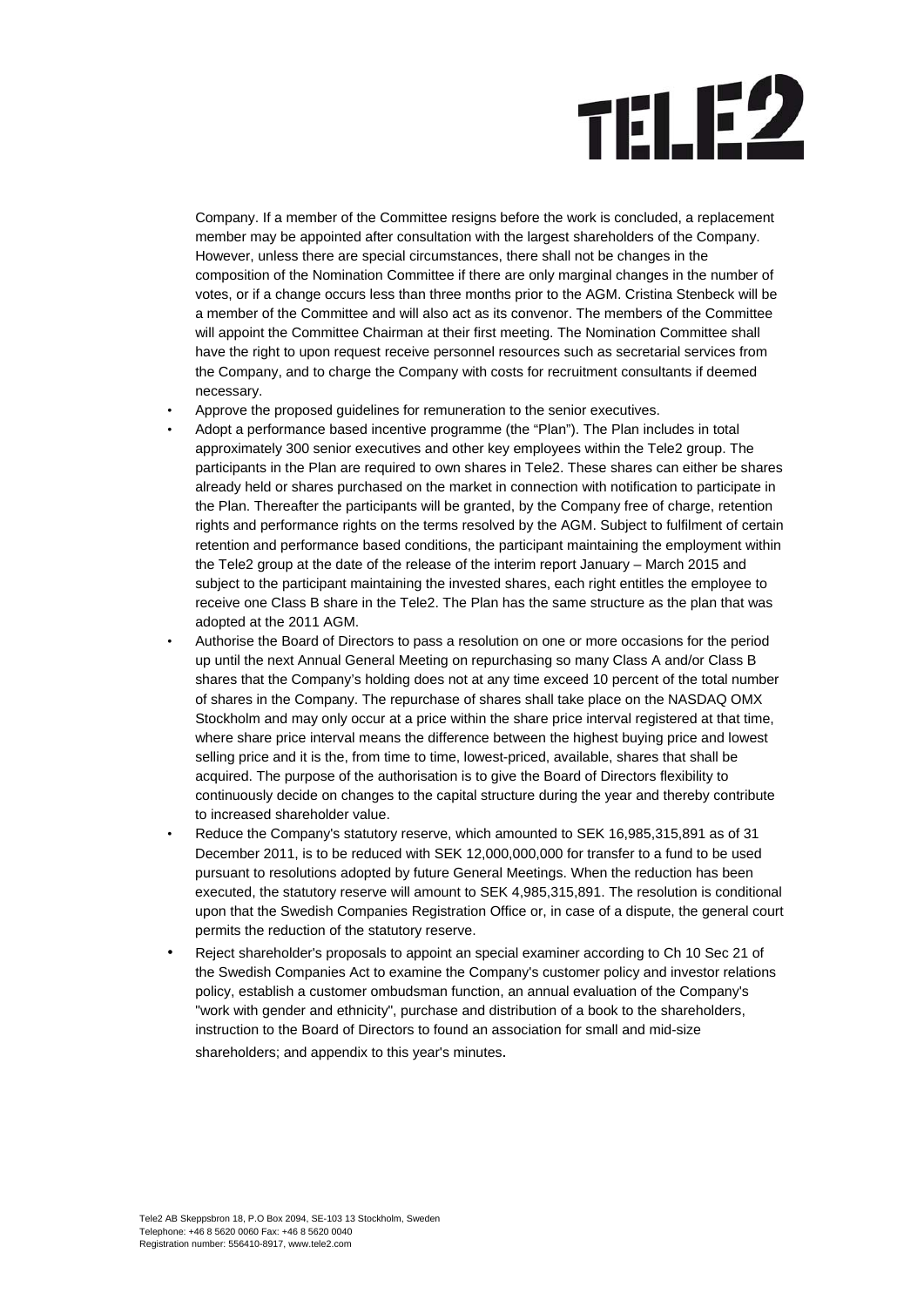Company. If a member of the Committee resigns before the work is concluded, a replacement member may be appointed after consultation with the largest shareholders of the Company. However, unless there are special circumstances, there shall not be changes in the composition of the Nomination Committee if there are only marginal changes in the number of votes, or if a change occurs less than three months prior to the AGM. Cristina Stenbeck will be a member of the Committee and will also act as its convenor. The members of the Committee will appoint the Committee Chairman at their first meeting. The Nomination Committee shall have the right to upon request receive personnel resources such as secretarial services from the Company, and to charge the Company with costs for recruitment consultants if deemed necessary.

- Approve the proposed guidelines for remuneration to the senior executives.
- Adopt a performance based incentive programme (the "Plan"). The Plan includes in total approximately 300 senior executives and other key employees within the Tele2 group. The participants in the Plan are required to own shares in Tele2. These shares can either be shares already held or shares purchased on the market in connection with notification to participate in the Plan. Thereafter the participants will be granted, by the Company free of charge, retention rights and performance rights on the terms resolved by the AGM. Subject to fulfilment of certain retention and performance based conditions, the participant maintaining the employment within the Tele2 group at the date of the release of the interim report January – March 2015 and subject to the participant maintaining the invested shares, each right entitles the employee to receive one Class B share in the Tele2. The Plan has the same structure as the plan that was adopted at the 2011 AGM.
- Authorise the Board of Directors to pass a resolution on one or more occasions for the period up until the next Annual General Meeting on repurchasing so many Class A and/or Class B shares that the Company's holding does not at any time exceed 10 percent of the total number of shares in the Company. The repurchase of shares shall take place on the NASDAQ OMX Stockholm and may only occur at a price within the share price interval registered at that time, where share price interval means the difference between the highest buying price and lowest selling price and it is the, from time to time, lowest-priced, available, shares that shall be acquired. The purpose of the authorisation is to give the Board of Directors flexibility to continuously decide on changes to the capital structure during the year and thereby contribute to increased shareholder value.
- Reduce the Company's statutory reserve, which amounted to SEK 16,985,315,891 as of 31 December 2011, is to be reduced with SEK 12,000,000,000 for transfer to a fund to be used pursuant to resolutions adopted by future General Meetings. When the reduction has been executed, the statutory reserve will amount to SEK 4,985,315,891. The resolution is conditional upon that the Swedish Companies Registration Office or, in case of a dispute, the general court permits the reduction of the statutory reserve.
- Reject shareholder's proposals to appoint an special examiner according to Ch 10 Sec 21 of the Swedish Companies Act to examine the Company's customer policy and investor relations policy, establish a customer ombudsman function, an annual evaluation of the Company's "work with gender and ethnicity", purchase and distribution of a book to the shareholders, instruction to the Board of Directors to found an association for small and mid-size shareholders; and appendix to this year's minutes.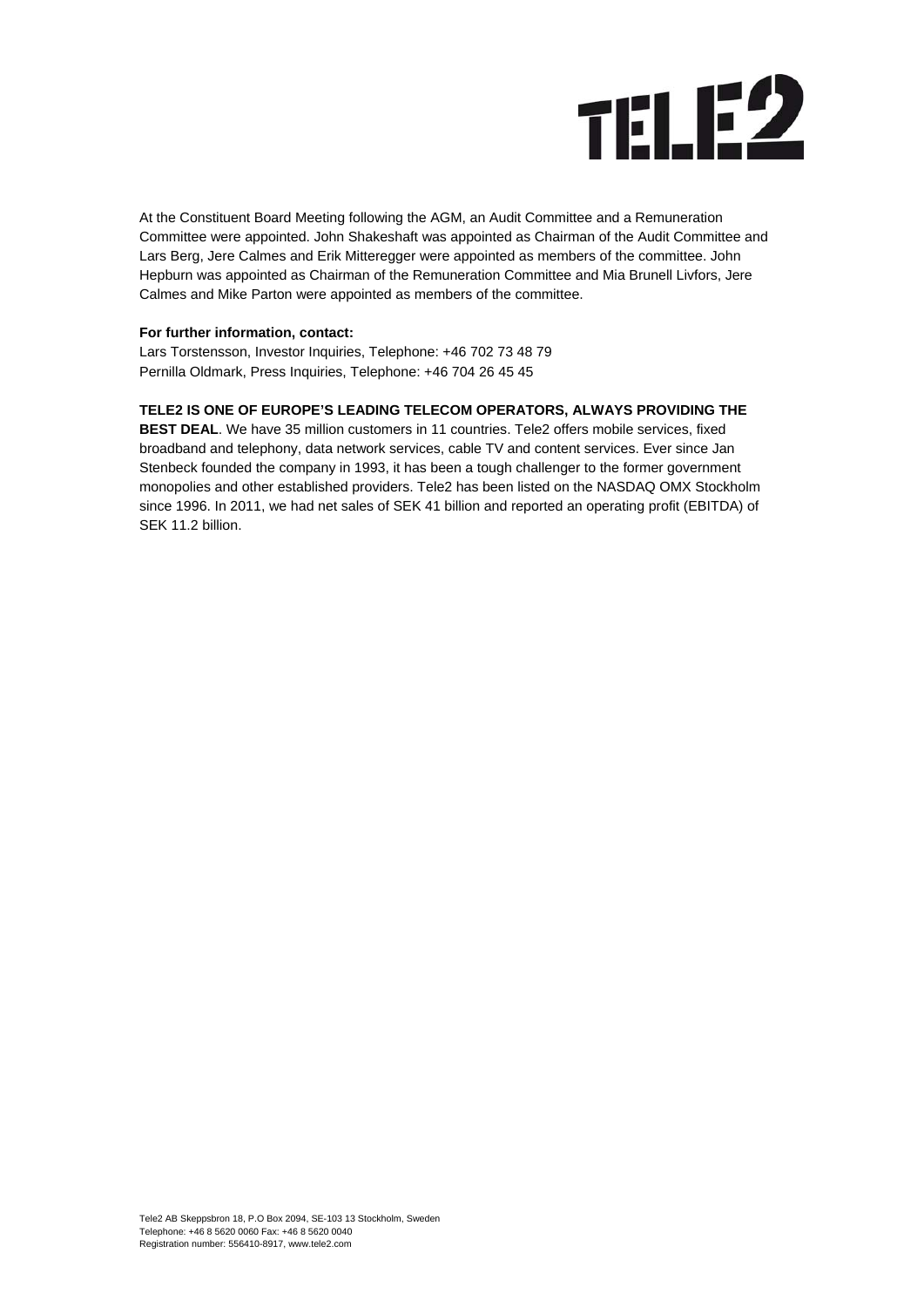At the Constituent Board Meeting following the AGM, an Audit Committee and a Remuneration Committee were appointed. John Shakeshaft was appointed as Chairman of the Audit Committee and Lars Berg, Jere Calmes and Erik Mitteregger were appointed as members of the committee. John Hepburn was appointed as Chairman of the Remuneration Committee and Mia Brunell Livfors, Jere Calmes and Mike Parton were appointed as members of the committee.

**For further information, contact:**
Lars Torstensson, Investor Inquiries, Telephone: +46 702 73 48 79
Pernilla Oldmark, Press Inquiries, Telephone: +46 704 26 45 45

**TELE2 IS ONE OF EUROPE'S LEADING TELECOM OPERATORS, ALWAYS PROVIDING THE BEST DEAL**. We have 35 million customers in 11 countries. Tele2 offers mobile services, fixed broadband and telephony, data network services, cable TV and content services. Ever since Jan Stenbeck founded the company in 1993, it has been a tough challenger to the former government monopolies and other established providers. Tele2 has been listed on the NASDAQ OMX Stockholm since 1996. In 2011, we had net sales of SEK 41 billion and reported an operating profit (EBITDA) of SEK 11.2 billion.

Tele2 AB Skeppsbron 18, P.O Box 2094, SE-103 13 Stockholm, Sweden
Telephone: +46 8 5620 0060 Fax: +46 8 5620 0040
Registration number: 556410-8917, www.tele2.com